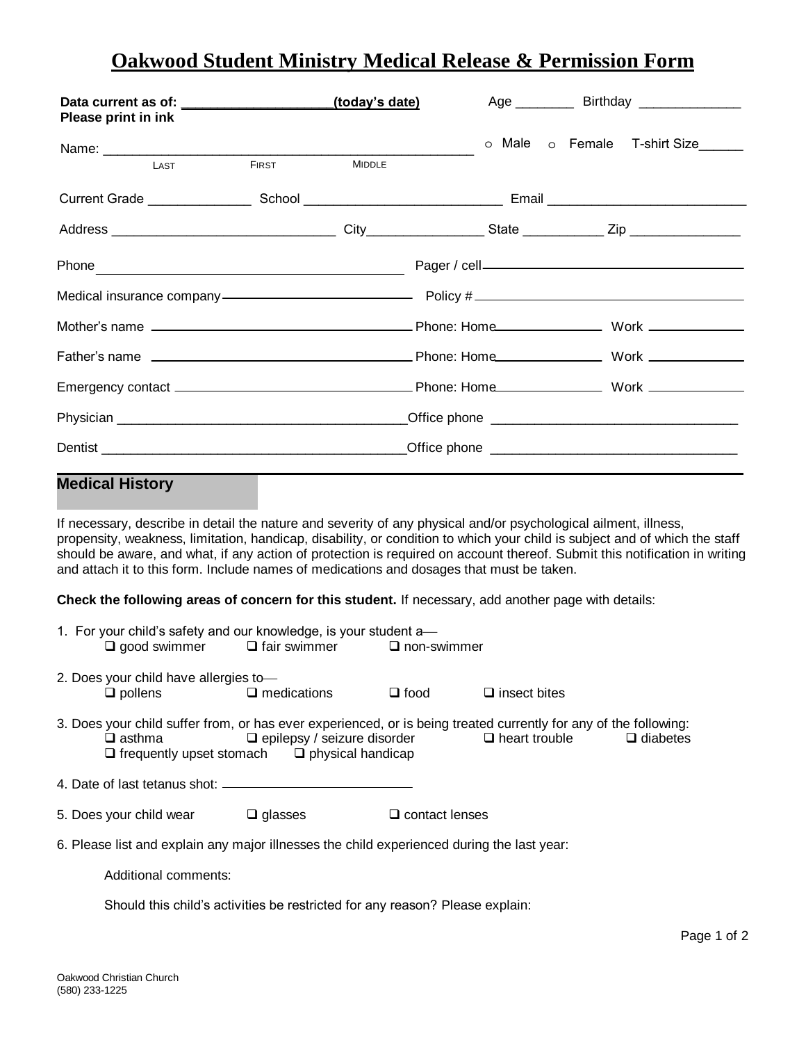# Oakwood Student Ministry Medical Release & Permission Form

**Data current as of: ____________________(today's date)**
**Please print in ink**

Age ________ Birthday ______________

Name: ___________________________________________________
LAST FIRST MIDDLE

○ Male ○ Female T-shirt Size______

Current Grade ______________ School ___________________________ Email ___________________________

Address ______________________________ City________________ State ___________ Zip _______________

Phone ______________________________________ Pager / cell______________________________________

Medical insurance company___________________________ Policy # ______________________________________

Mother's name ___________________________________ Phone: Home_______________ Work _____________

Father's name ___________________________________ Phone: Home_______________ Work _____________

Emergency contact ________________________________ Phone: Home_______________ Work _____________

Physician _______________________________________Office phone _________________________________

Dentist _________________________________________Office phone _________________________________

## Medical History

If necessary, describe in detail the nature and severity of any physical and/or psychological ailment, illness, propensity, weakness, limitation, handicap, disability, or condition to which your child is subject and of which the staff should be aware, and what, if any action of protection is required on account thereof. Submit this notification in writing and attach it to this form. Include names of medications and dosages that must be taken.

**Check the following areas of concern for this student.** If necessary, add another page with details:

1. For your child's safety and our knowledge, is your student a—
   - ❑ good swimmer ❑ fair swimmer ❑ non-swimmer

2. Does your child have allergies to—
   - ❑ pollens ❑ medications ❑ food ❑ insect bites

3. Does your child suffer from, or has ever experienced, or is being treated currently for any of the following:
   - ❑ asthma ❑ epilepsy / seizure disorder ❑ heart trouble ❑ diabetes
   - ❑ frequently upset stomach ❑ physical handicap

4. Date of last tetanus shot: ___________________________

5. Does your child wear ❑ glasses ❑ contact lenses

6. Please list and explain any major illnesses the child experienced during the last year:

   Additional comments:

   Should this child's activities be restricted for any reason? Please explain:

Oakwood Christian Church
(580) 233-1225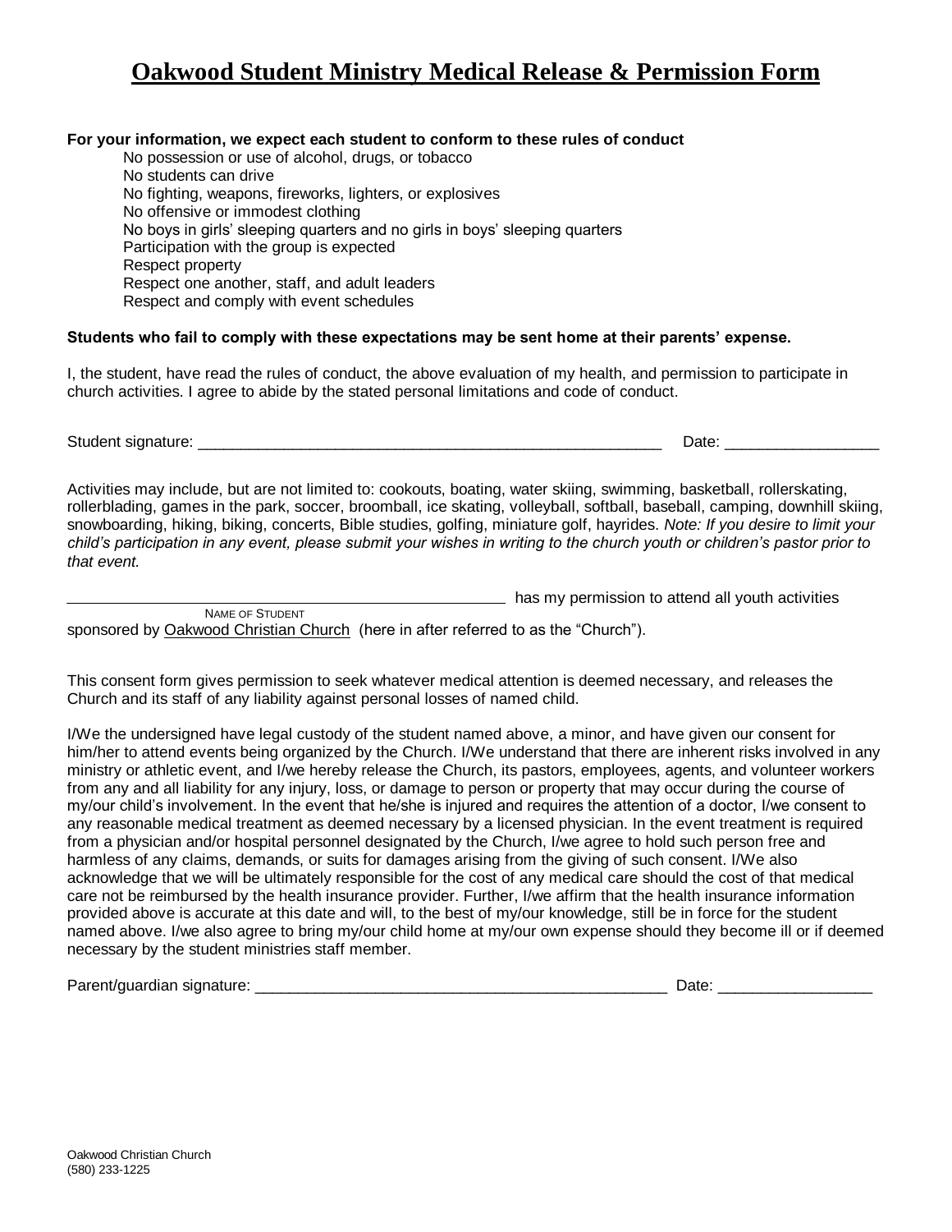# Oakwood Student Ministry Medical Release & Permission Form

**For your information, we expect each student to conform to these rules of conduct**

- No possession or use of alcohol, drugs, or tobacco
- No students can drive
- No fighting, weapons, fireworks, lighters, or explosives
- No offensive or immodest clothing
- No boys in girls' sleeping quarters and no girls in boys' sleeping quarters
- Participation with the group is expected
- Respect property
- Respect one another, staff, and adult leaders
- Respect and comply with event schedules

**Students who fail to comply with these expectations may be sent home at their parents' expense.**

I, the student, have read the rules of conduct, the above evaluation of my health, and permission to participate in church activities. I agree to abide by the stated personal limitations and code of conduct.

Student signature: ________________________________________________________ Date: _________________

Activities may include, but are not limited to: cookouts, boating, water skiing, swimming, basketball, rollerskating, rollerblading, games in the park, soccer, broomball, ice skating, volleyball, softball, baseball, camping, downhill skiing, snowboarding, hiking, biking, concerts, Bible studies, golfing, miniature golf, hayrides. *Note: If you desire to limit your child's participation in any event, please submit your wishes in writing to the church youth or children's pastor prior to that event.*

______________________________________________________ has my permission to attend all youth activities
NAME OF STUDENT
sponsored by Oakwood Christian Church (here in after referred to as the "Church").

This consent form gives permission to seek whatever medical attention is deemed necessary, and releases the Church and its staff of any liability against personal losses of named child.

I/We the undersigned have legal custody of the student named above, a minor, and have given our consent for him/her to attend events being organized by the Church. I/We understand that there are inherent risks involved in any ministry or athletic event, and I/we hereby release the Church, its pastors, employees, agents, and volunteer workers from any and all liability for any injury, loss, or damage to person or property that may occur during the course of my/our child's involvement. In the event that he/she is injured and requires the attention of a doctor, I/we consent to any reasonable medical treatment as deemed necessary by a licensed physician. In the event treatment is required from a physician and/or hospital personnel designated by the Church, I/we agree to hold such person free and harmless of any claims, demands, or suits for damages arising from the giving of such consent. I/We also acknowledge that we will be ultimately responsible for the cost of any medical care should the cost of that medical care not be reimbursed by the health insurance provider. Further, I/we affirm that the health insurance information provided above is accurate at this date and will, to the best of my/our knowledge, still be in force for the student named above. I/we also agree to bring my/our child home at my/our own expense should they become ill or if deemed necessary by the student ministries staff member.

Parent/guardian signature: __________________________________________________ Date: _________________

Oakwood Christian Church
(580) 233-1225